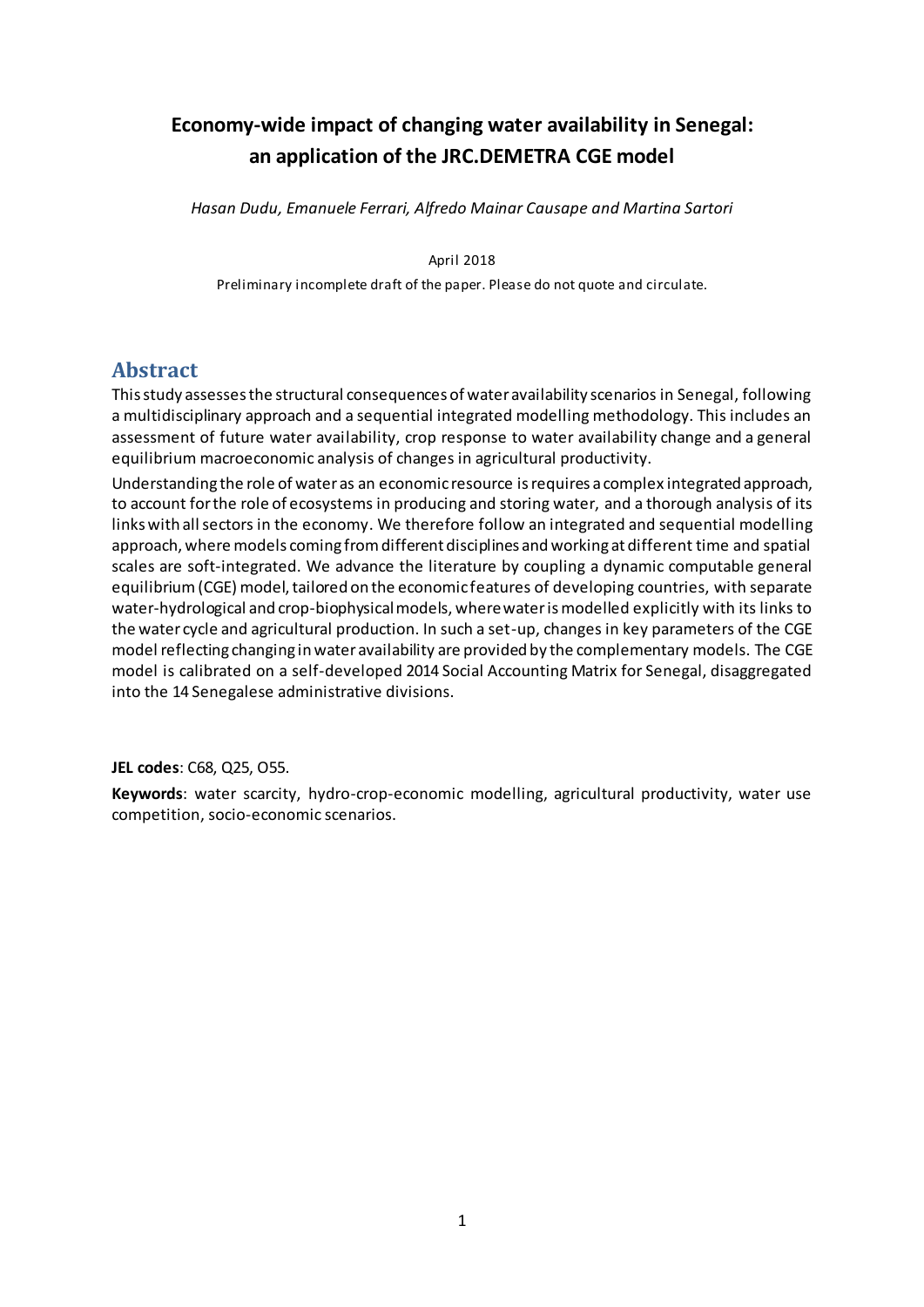# Economy-wide impact of changing water availability in Senegal: an application of the JRC.DEMETRA CGE model

*Hasan Dudu, Emanuele Ferrari, Alfredo Mainar Causape and Martina Sartori*

April 2018

Preliminary incomplete draft of the paper. Please do not quote and circulate.

## Abstract

This study assesses the structural consequences of water availability scenarios in Senegal, following a multidisciplinary approach and a sequential integrated modelling methodology. This includes an assessment of future water availability, crop response to water availability change and a general equilibrium macroeconomic analysis of changes in agricultural productivity.

Understanding the role of water as an economic resource is requires a complex integrated approach, to account for the role of ecosystems in producing and storing water, and a thorough analysis of its links with all sectors in the economy. We therefore follow an integrated and sequential modelling approach, where models coming from different disciplines and working at different time and spatial scales are soft-integrated. We advance the literature by coupling a dynamic computable general equilibrium (CGE) model, tailored on the economic features of developing countries, with separate water-hydrological and crop-biophysical models, where water is modelled explicitly with its links to the water cycle and agricultural production. In such a set-up, changes in key parameters of the CGE model reflecting changing in water availability are provided by the complementary models. The CGE model is calibrated on a self-developed 2014 Social Accounting Matrix for Senegal, disaggregated into the 14 Senegalese administrative divisions.

**JEL codes**: C68, Q25, O55.

**Keywords**: water scarcity, hydro-crop-economic modelling, agricultural productivity, water use competition, socio-economic scenarios.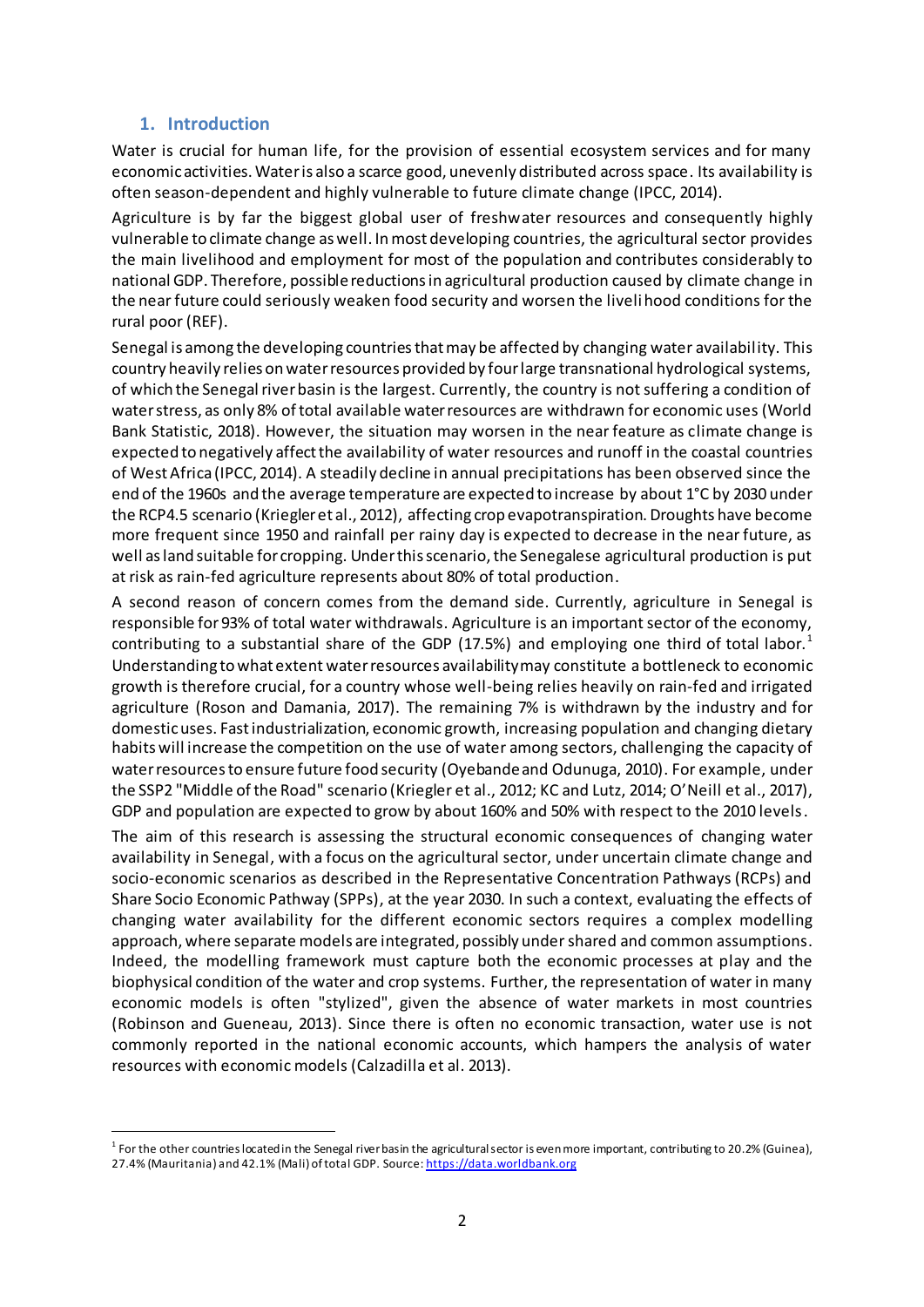## 1. Introduction

Water is crucial for human life, for the provision of essential ecosystem services and for many economic activities. Water is also a scarce good, unevenly distributed across space. Its availability is often season-dependent and highly vulnerable to future climate change (IPCC, 2014).

Agriculture is by far the biggest global user of freshwater resources and consequently highly vulnerable to climate change as well. In most developing countries, the agricultural sector provides the main livelihood and employment for most of the population and contributes considerably to national GDP. Therefore, possible reductions in agricultural production caused by climate change in the near future could seriously weaken food security and worsen the livelihood conditions for the rural poor (REF).

Senegal is among the developing countries that may be affected by changing water availability. This country heavily relies on water resources provided by four large transnational hydrological systems, of which the Senegal river basin is the largest. Currently, the country is not suffering a condition of water stress, as only 8% of total available water resources are withdrawn for economic uses (World Bank Statistic, 2018). However, the situation may worsen in the near feature as climate change is expected to negatively affect the availability of water resources and runoff in the coastal countries of West Africa (IPCC, 2014). A steadily decline in annual precipitations has been observed since the end of the 1960s and the average temperature are expected to increase by about 1°C by 2030 under the RCP4.5 scenario (Kriegler et al., 2012), affecting crop evapotranspiration. Droughts have become more frequent since 1950 and rainfall per rainy day is expected to decrease in the near future, as well as land suitable for cropping. Under this scenario, the Senegalese agricultural production is put at risk as rain-fed agriculture represents about 80% of total production.

A second reason of concern comes from the demand side. Currently, agriculture in Senegal is responsible for 93% of total water withdrawals. Agriculture is an important sector of the economy, contributing to a substantial share of the GDP (17.5%) and employing one third of total labor.[1] Understanding to what extent water resources availability may constitute a bottleneck to economic growth is therefore crucial, for a country whose well-being relies heavily on rain-fed and irrigated agriculture (Roson and Damania, 2017). The remaining 7% is withdrawn by the industry and for domestic uses. Fast industrialization, economic growth, increasing population and changing dietary habits will increase the competition on the use of water among sectors, challenging the capacity of water resources to ensure future food security (Oyebande and Odunuga, 2010). For example, under the SSP2 "Middle of the Road" scenario (Kriegler et al., 2012; KC and Lutz, 2014; O'Neill et al., 2017), GDP and population are expected to grow by about 160% and 50% with respect to the 2010 levels.

The aim of this research is assessing the structural economic consequences of changing water availability in Senegal, with a focus on the agricultural sector, under uncertain climate change and socio-economic scenarios as described in the Representative Concentration Pathways (RCPs) and Share Socio Economic Pathway (SPPs), at the year 2030. In such a context, evaluating the effects of changing water availability for the different economic sectors requires a complex modelling approach, where separate models are integrated, possibly under shared and common assumptions. Indeed, the modelling framework must capture both the economic processes at play and the biophysical condition of the water and crop systems. Further, the representation of water in many economic models is often "stylized", given the absence of water markets in most countries (Robinson and Gueneau, 2013). Since there is often no economic transaction, water use is not commonly reported in the national economic accounts, which hampers the analysis of water resources with economic models (Calzadilla et al. 2013).

[1] For the other countries located in the Senegal river basin the agricultural sector is even more important, contributing to 20.2% (Guinea), 27.4% (Mauritania) and 42.1% (Mali) of total GDP. Source: https://data.worldbank.org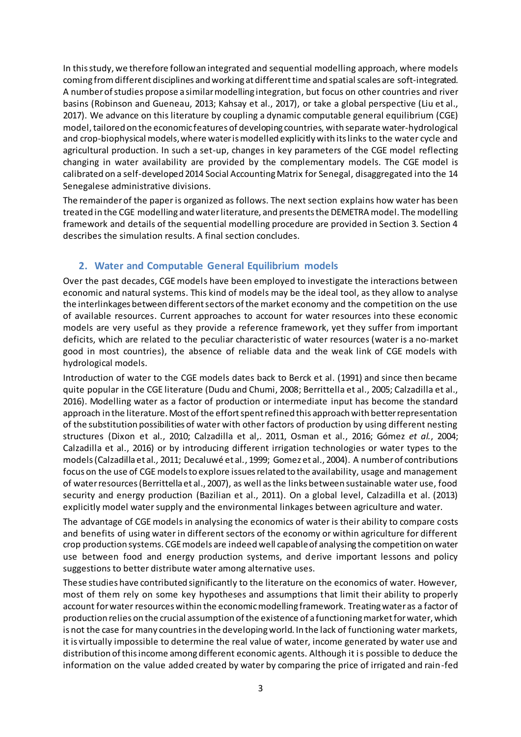In this study, we therefore follow an integrated and sequential modelling approach, where models coming from different disciplines and working at different time and spatial scales are soft-integrated. A number of studies propose a similar modelling integration, but focus on other countries and river basins (Robinson and Gueneau, 2013; Kahsay et al., 2017), or take a global perspective (Liu et al., 2017). We advance on this literature by coupling a dynamic computable general equilibrium (CGE) model, tailored on the economic features of developing countries, with separate water-hydrological and crop-biophysical models, where water is modelled explicitly with its links to the water cycle and agricultural production. In such a set-up, changes in key parameters of the CGE model reflecting changing in water availability are provided by the complementary models. The CGE model is calibrated on a self-developed 2014 Social Accounting Matrix for Senegal, disaggregated into the 14 Senegalese administrative divisions.

The remainder of the paper is organized as follows. The next section explains how water has been treated in the CGE modelling and water literature, and presents the DEMETRA model. The modelling framework and details of the sequential modelling procedure are provided in Section 3. Section 4 describes the simulation results. A final section concludes.

## 2. Water and Computable General Equilibrium models

Over the past decades, CGE models have been employed to investigate the interactions between economic and natural systems. This kind of models may be the ideal tool, as they allow to analyse the interlinkages between different sectors of the market economy and the competition on the use of available resources. Current approaches to account for water resources into these economic models are very useful as they provide a reference framework, yet they suffer from important deficits, which are related to the peculiar characteristic of water resources (water is a no-market good in most countries), the absence of reliable data and the weak link of CGE models with hydrological models.

Introduction of water to the CGE models dates back to Berck et al. (1991) and since then became quite popular in the CGE literature (Dudu and Chumi, 2008; Berrittella et al., 2005; Calzadilla et al., 2016). Modelling water as a factor of production or intermediate input has become the standard approach in the literature. Most of the effort spent refined this approach with better representation of the substitution possibilities of water with other factors of production by using different nesting structures (Dixon et al., 2010; Calzadilla et al,. 2011, Osman et al., 2016; Gómez *et al.*, 2004; Calzadilla et al., 2016) or by introducing different irrigation technologies or water types to the models (Calzadilla et al*.*, 2011; Decaluwé et al., 1999; Gomez et al., 2004). A number of contributions focus on the use of CGE models to explore issues related to the availability, usage and management of water resources (Berrittella et al., 2007), as well as the links between sustainable water use, food security and energy production (Bazilian et al., 2011). On a global level, Calzadilla et al. (2013) explicitly model water supply and the environmental linkages between agriculture and water.

The advantage of CGE models in analysing the economics of water is their ability to compare costs and benefits of using water in different sectors of the economy or within agriculture for different crop production systems. CGE models are indeed well capable of analysing the competition on water use between food and energy production systems, and derive important lessons and policy suggestions to better distribute water among alternative uses.

These studies have contributed significantly to the literature on the economics of water. However, most of them rely on some key hypotheses and assumptions that limit their ability to properly account for water resources within the economic modelling framework. Treating water as a factor of production relies on the crucial assumption of the existence of a functioning market for water, which is not the case for many countries in the developing world. In the lack of functioning water markets, it is virtually impossible to determine the real value of water, income generated by water use and distribution of this income among different economic agents. Although it is possible to deduce the information on the value added created by water by comparing the price of irrigated and rain-fed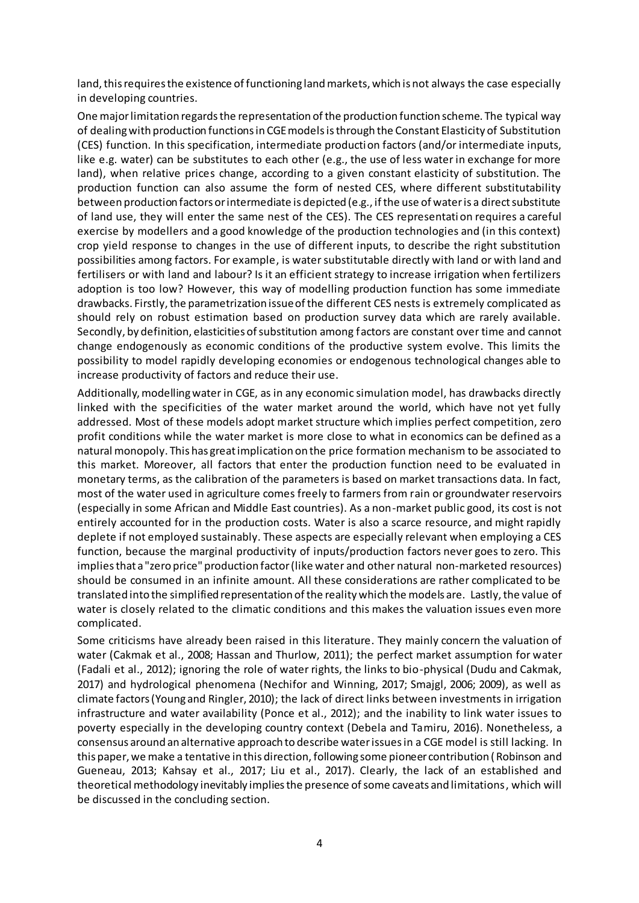land, this requires the existence of functioning land markets, which is not always the case especially in developing countries.

One major limitation regards the representation of the production function scheme. The typical way of dealing with production functions in CGE models is through the Constant Elasticity of Substitution (CES) function. In this specification, intermediate production factors (and/or intermediate inputs, like e.g. water) can be substitutes to each other (e.g., the use of less water in exchange for more land), when relative prices change, according to a given constant elasticity of substitution. The production function can also assume the form of nested CES, where different substitutability between production factors or intermediate is depicted (e.g., if the use of water is a direct substitute of land use, they will enter the same nest of the CES). The CES representation requires a careful exercise by modellers and a good knowledge of the production technologies and (in this context) crop yield response to changes in the use of different inputs, to describe the right substitution possibilities among factors. For example, is water substitutable directly with land or with land and fertilisers or with land and labour? Is it an efficient strategy to increase irrigation when fertilizers adoption is too low? However, this way of modelling production function has some immediate drawbacks. Firstly, the parametrization issue of the different CES nests is extremely complicated as should rely on robust estimation based on production survey data which are rarely available. Secondly, by definition, elasticities of substitution among factors are constant over time and cannot change endogenously as economic conditions of the productive system evolve. This limits the possibility to model rapidly developing economies or endogenous technological changes able to increase productivity of factors and reduce their use.

Additionally, modelling water in CGE, as in any economic simulation model, has drawbacks directly linked with the specificities of the water market around the world, which have not yet fully addressed. Most of these models adopt market structure which implies perfect competition, zero profit conditions while the water market is more close to what in economics can be defined as a natural monopoly. This has great implication on the price formation mechanism to be associated to this market. Moreover, all factors that enter the production function need to be evaluated in monetary terms, as the calibration of the parameters is based on market transactions data. In fact, most of the water used in agriculture comes freely to farmers from rain or groundwater reservoirs (especially in some African and Middle East countries). As a non-market public good, its cost is not entirely accounted for in the production costs. Water is also a scarce resource, and might rapidly deplete if not employed sustainably. These aspects are especially relevant when employing a CES function, because the marginal productivity of inputs/production factors never goes to zero. This implies that a "zero price" production factor (like water and other natural non-marketed resources) should be consumed in an infinite amount. All these considerations are rather complicated to be translated into the simplified representation of the reality which the models are. Lastly, the value of water is closely related to the climatic conditions and this makes the valuation issues even more complicated.

Some criticisms have already been raised in this literature. They mainly concern the valuation of water (Cakmak et al., 2008; Hassan and Thurlow, 2011); the perfect market assumption for water (Fadali et al., 2012); ignoring the role of water rights, the links to bio-physical (Dudu and Cakmak, 2017) and hydrological phenomena (Nechifor and Winning, 2017; Smajgl, 2006; 2009), as well as climate factors (Young and Ringler, 2010); the lack of direct links between investments in irrigation infrastructure and water availability (Ponce et al., 2012); and the inability to link water issues to poverty especially in the developing country context (Debela and Tamiru, 2016). Nonetheless, a consensus around an alternative approach to describe water issues in a CGE model is still lacking. In this paper, we make a tentative in this direction, following some pioneer contribution (Robinson and Gueneau, 2013; Kahsay et al., 2017; Liu et al., 2017). Clearly, the lack of an established and theoretical methodology inevitably implies the presence of some caveats and limitations, which will be discussed in the concluding section.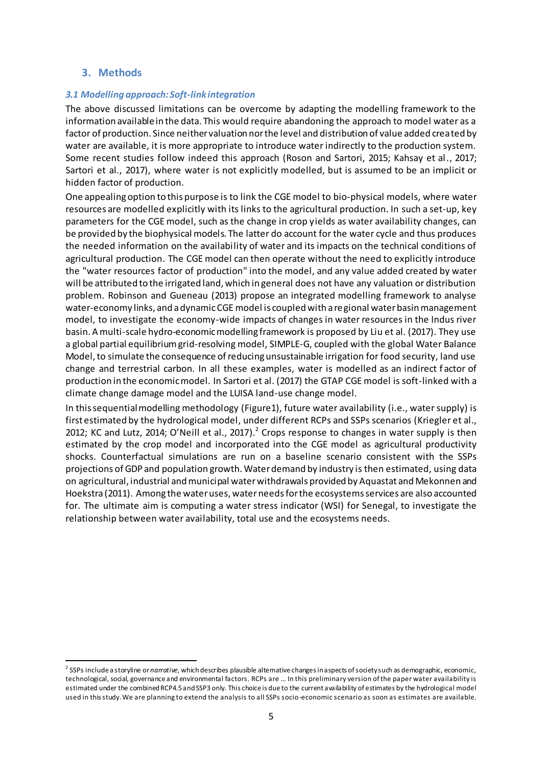## 3. Methods

### *3.1 Modelling approach: Soft-link integration*

The above discussed limitations can be overcome by adapting the modelling framework to the information available in the data. This would require abandoning the approach to model water as a factor of production. Since neither valuation nor the level and distribution of value added created by water are available, it is more appropriate to introduce water indirectly to the production system. Some recent studies follow indeed this approach (Roson and Sartori, 2015; Kahsay et al., 2017; Sartori et al., 2017), where water is not explicitly modelled, but is assumed to be an implicit or hidden factor of production.

One appealing option to this purpose is to link the CGE model to bio-physical models, where water resources are modelled explicitly with its links to the agricultural production. In such a set-up, key parameters for the CGE model, such as the change in crop yields as water availability changes, can be provided by the biophysical models. The latter do account for the water cycle and thus produces the needed information on the availability of water and its impacts on the technical conditions of agricultural production. The CGE model can then operate without the need to explicitly introduce the "water resources factor of production" into the model, and any value added created by water will be attributed to the irrigated land, which in general does not have any valuation or distribution problem. Robinson and Gueneau (2013) propose an integrated modelling framework to analyse water-economy links, and a dynamic CGE model is coupled with a regional water basin management model, to investigate the economy-wide impacts of changes in water resources in the Indus river basin. A multi-scale hydro-economic modelling framework is proposed by Liu et al. (2017). They use a global partial equilibrium grid-resolving model, SIMPLE-G, coupled with the global Water Balance Model, to simulate the consequence of reducing unsustainable irrigation for food security, land use change and terrestrial carbon. In all these examples, water is modelled as an indirect factor of production in the economic model. In Sartori et al. (2017) the GTAP CGE model is soft-linked with a climate change damage model and the LUISA land-use change model.

In this sequential modelling methodology (Figure1), future water availability (i.e., water supply) is first estimated by the hydrological model, under different RCPs and SSPs scenarios (Kriegler et al., 2012; KC and Lutz, 2014; O'Neill et al., 2017).[2] Crops response to changes in water supply is then estimated by the crop model and incorporated into the CGE model as agricultural productivity shocks. Counterfactual simulations are run on a baseline scenario consistent with the SSPs projections of GDP and population growth. Water demand by industry is then estimated, using data on agricultural, industrial and municipal water withdrawals provided by Aquastat and Mekonnen and Hoekstra (2011). Among the water uses, water needs for the ecosystems services are also accounted for. The ultimate aim is computing a water stress indicator (WSI) for Senegal, to investigate the relationship between water availability, total use and the ecosystems needs.

---

[2] SSPs include a storyline or *narrative*, which describes plausible alternative changes in aspects of society such as demographic, economic, technological, social, governance and environmental factors. RCPs are … In this preliminary version of the paper water availability is estimated under the combined RCP4.5 and SSP3 only. This choice is due to the current availability of estimates by the hydrological model used in this study. We are planning to extend the analysis to all SSPs socio-economic scenario as soon as estimates are available.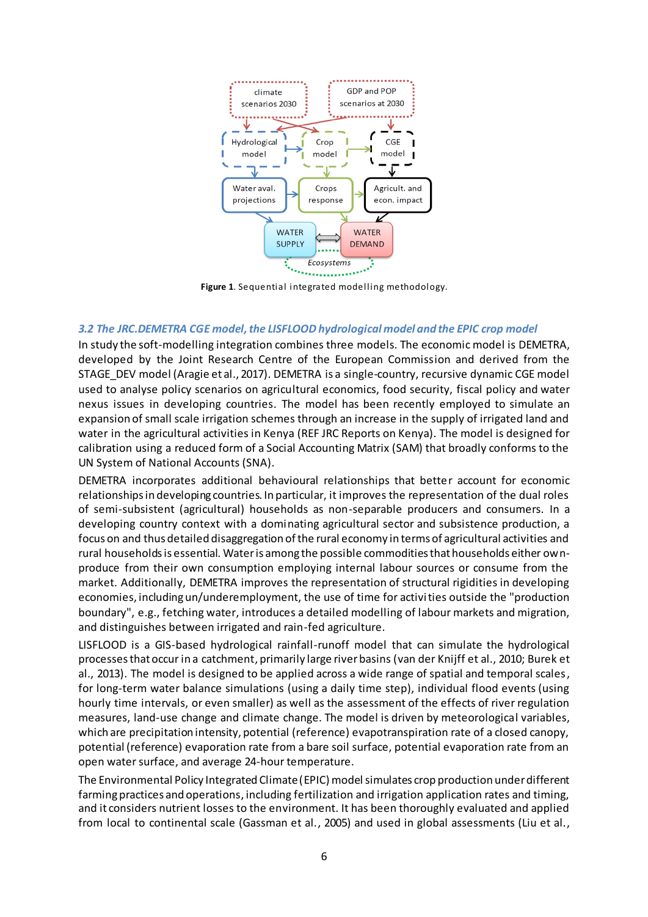Figure 1. Sequential integrated modelling methodology.

### *3.2 The JRC.DEMETRA CGE model, the LISFLOOD hydrological model and the EPIC crop model*

In study the soft-modelling integration combines three models. The economic model is DEMETRA, developed by the Joint Research Centre of the European Commission and derived from the STAGE_DEV model (Aragie et al., 2017). DEMETRA is a single-country, recursive dynamic CGE model used to analyse policy scenarios on agricultural economics, food security, fiscal policy and water nexus issues in developing countries. The model has been recently employed to simulate an expansion of small scale irrigation schemes through an increase in the supply of irrigated land and water in the agricultural activities in Kenya (REF JRC Reports on Kenya). The model is designed for calibration using a reduced form of a Social Accounting Matrix (SAM) that broadly conforms to the UN System of National Accounts (SNA).

DEMETRA incorporates additional behavioural relationships that better account for economic relationships in developing countries. In particular, it improves the representation of the dual roles of semi-subsistent (agricultural) households as non-separable producers and consumers. In a developing country context with a dominating agricultural sector and subsistence production, a focus on and thus detailed disaggregation of the rural economy in terms of agricultural activities and rural households is essential. Water is among the possible commodities that households either own-produce from their own consumption employing internal labour sources or consume from the market. Additionally, DEMETRA improves the representation of structural rigidities in developing economies, including un/underemployment, the use of time for activities outside the "production boundary", e.g., fetching water, introduces a detailed modelling of labour markets and migration, and distinguishes between irrigated and rain-fed agriculture.

LISFLOOD is a GIS-based hydrological rainfall-runoff model that can simulate the hydrological processes that occur in a catchment, primarily large river basins (van der Knijff et al., 2010; Burek et al., 2013). The model is designed to be applied across a wide range of spatial and temporal scales, for long-term water balance simulations (using a daily time step), individual flood events (using hourly time intervals, or even smaller) as well as the assessment of the effects of river regulation measures, land-use change and climate change. The model is driven by meteorological variables, which are precipitation intensity, potential (reference) evapotranspiration rate of a closed canopy, potential (reference) evaporation rate from a bare soil surface, potential evaporation rate from an open water surface, and average 24-hour temperature.

The Environmental Policy Integrated Climate (EPIC) model simulates crop production under different farming practices and operations, including fertilization and irrigation application rates and timing, and it considers nutrient losses to the environment. It has been thoroughly evaluated and applied from local to continental scale (Gassman et al., 2005) and used in global assessments (Liu et al.,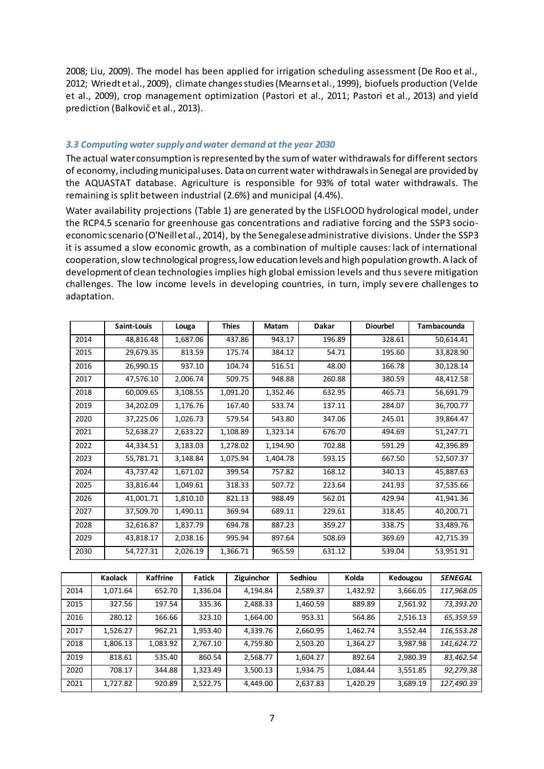2008; Liu, 2009). The model has been applied for irrigation scheduling assessment (De Roo et al., 2012; Wriedt et al., 2009), climate changes studies (Mearns et al., 1999), biofuels production (Velde et al., 2009), crop management optimization (Pastori et al., 2011; Pastori et al., 2013) and yield prediction (Balkovič et al., 2013).

### *3.3 Computing water supply and water demand at the year 2030*

The actual water consumption is represented by the sum of water withdrawals for different sectors of economy, including municipal uses. Data on current water withdrawals in Senegal are provided by the AQUASTAT database. Agriculture is responsible for 93% of total water withdrawals. The remaining is split between industrial (2.6%) and municipal (4.4%).

Water availability projections (Table 1) are generated by the LISFLOOD hydrological model, under the RCP4.5 scenario for greenhouse gas concentrations and radiative forcing and the SSP3 socio-economic scenario (O'Neill et al., 2014), by the Senegalese administrative divisions. Under the SSP3 it is assumed a slow economic growth, as a combination of multiple causes: lack of international cooperation, slow technological progress, low education levels and high population growth. A lack of development of clean technologies implies high global emission levels and thus severe mitigation challenges. The low income levels in developing countries, in turn, imply severe challenges to adaptation.

| | Saint-Louis | Louga | Thies | Matam | Dakar | Diourbel | Tambacounda |
|---|---|---|---|---|---|---|---|
| 2014 | 48,816.48 | 1,687.06 | 437.86 | 943.17 | 196.89 | 328.61 | 50,614.41 |
| 2015 | 29,679.35 | 813.59 | 175.74 | 384.12 | 54.71 | 195.60 | 33,828.90 |
| 2016 | 26,990.15 | 937.10 | 104.74 | 516.51 | 48.00 | 166.78 | 30,128.14 |
| 2017 | 47,576.10 | 2,006.74 | 509.75 | 948.88 | 260.88 | 380.59 | 48,412.58 |
| 2018 | 60,009.65 | 3,108.55 | 1,091.20 | 1,352.46 | 632.95 | 465.73 | 56,691.79 |
| 2019 | 34,202.09 | 1,176.76 | 167.40 | 533.74 | 137.11 | 284.07 | 36,700.77 |
| 2020 | 37,225.06 | 1,026.73 | 579.54 | 543.80 | 347.06 | 245.01 | 39,864.47 |
| 2021 | 52,638.27 | 2,633.22 | 1,108.89 | 1,323.14 | 676.70 | 494.69 | 51,247.71 |
| 2022 | 44,334.51 | 3,183.03 | 1,278.02 | 1,194.90 | 702.88 | 591.29 | 42,396.89 |
| 2023 | 55,781.71 | 3,148.84 | 1,075.94 | 1,404.78 | 593.15 | 667.50 | 52,507.37 |
| 2024 | 43,737.42 | 1,671.02 | 399.54 | 757.82 | 168.12 | 340.13 | 45,887.63 |
| 2025 | 33,816.44 | 1,049.61 | 318.33 | 507.72 | 223.64 | 241.93 | 37,535.66 |
| 2026 | 41,001.71 | 1,810.10 | 821.13 | 988.49 | 562.01 | 429.94 | 41,941.36 |
| 2027 | 37,509.70 | 1,490.11 | 369.94 | 689.11 | 229.61 | 318.45 | 40,200.71 |
| 2028 | 32,616.87 | 1,837.79 | 694.78 | 887.23 | 359.27 | 338.75 | 33,489.76 |
| 2029 | 43,818.17 | 2,038.16 | 995.94 | 897.64 | 508.69 | 369.69 | 42,715.39 |
| 2030 | 54,727.31 | 2,026.19 | 1,366.71 | 965.59 | 631.12 | 539.04 | 53,951.91 |

| | Kaolack | Kaffrine | Fatick | Ziguinchor | Sedhiou | Kolda | Kedougou | *SENEGAL* |
|---|---|---|---|---|---|---|---|---|
| 2014 | 1,071.64 | 652.70 | 1,336.04 | 4,194.84 | 2,589.37 | 1,432.92 | 3,666.05 | *117,968.05* |
| 2015 | 327.56 | 197.54 | 335.36 | 2,488.33 | 1,460.59 | 889.89 | 2,561.92 | *73,393.20* |
| 2016 | 280.12 | 166.66 | 323.10 | 1,664.00 | 953.31 | 564.86 | 2,516.13 | *65,359.59* |
| 2017 | 1,526.27 | 962.21 | 1,953.40 | 4,339.76 | 2,660.95 | 1,462.74 | 3,552.44 | *116,553.28* |
| 2018 | 1,806.13 | 1,083.92 | 2,767.10 | 4,759.80 | 2,503.20 | 1,364.27 | 3,987.98 | *141,624.72* |
| 2019 | 818.61 | 535.40 | 860.54 | 2,568.77 | 1,604.27 | 892.64 | 2,980.39 | *83,462.54* |
| 2020 | 708.17 | 344.88 | 1,323.49 | 3,500.13 | 1,934.75 | 1,084.44 | 3,551.85 | *92,279.38* |
| 2021 | 1,727.82 | 920.89 | 2,522.75 | 4,449.00 | 2,637.83 | 1,420.29 | 3,689.19 | *127,490.39* |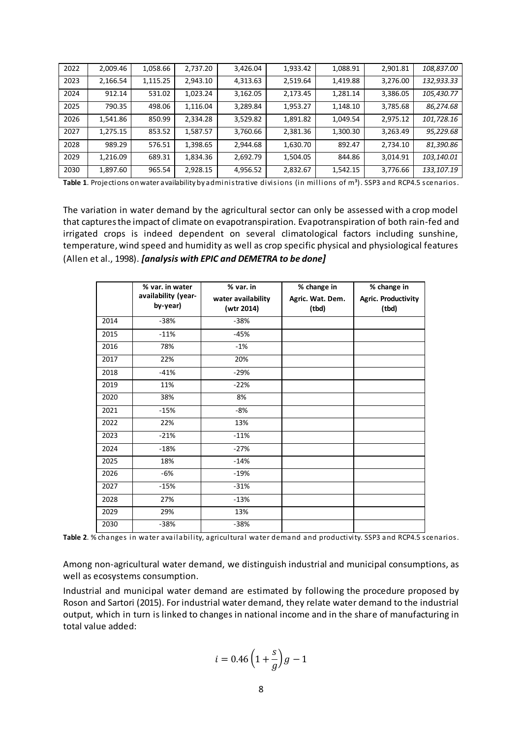| 2022 | 2,009.46 | 1,058.66 | 2,737.20 | 3,426.04 | 1,933.42 | 1,088.91 | 2,901.81 | *108,837.00* |
|---|---|---|---|---|---|---|---|---|
| 2023 | 2,166.54 | 1,115.25 | 2,943.10 | 4,313.63 | 2,519.64 | 1,419.88 | 3,276.00 | *132,933.33* |
| 2024 | 912.14 | 531.02 | 1,023.24 | 3,162.05 | 2,173.45 | 1,281.14 | 3,386.05 | *105,430.77* |
| 2025 | 790.35 | 498.06 | 1,116.04 | 3,289.84 | 1,953.27 | 1,148.10 | 3,785.68 | *86,274.68* |
| 2026 | 1,541.86 | 850.99 | 2,334.28 | 3,529.82 | 1,891.82 | 1,049.54 | 2,975.12 | *101,728.16* |
| 2027 | 1,275.15 | 853.52 | 1,587.57 | 3,760.66 | 2,381.36 | 1,300.30 | 3,263.49 | *95,229.68* |
| 2028 | 989.29 | 576.51 | 1,398.65 | 2,944.68 | 1,630.70 | 892.47 | 2,734.10 | *81,390.86* |
| 2029 | 1,216.09 | 689.31 | 1,834.36 | 2,692.79 | 1,504.05 | 844.86 | 3,014.91 | *103,140.01* |
| 2030 | 1,897.60 | 965.54 | 2,928.15 | 4,956.52 | 2,832.67 | 1,542.15 | 3,776.66 | *133,107.19* |

**Table 1**. Projections on water availability by administrative divisions (in millions of m³). SSP3 and RCP4.5 scenarios.

The variation in water demand by the agricultural sector can only be assessed with a crop model that captures the impact of climate on evapotranspiration. Evapotranspiration of both rain-fed and irrigated crops is indeed dependent on several climatological factors including sunshine, temperature, wind speed and humidity as well as crop specific physical and physiological features (Allen et al., 1998). ***[analysis with EPIC and DEMETRA to be done]***

| | % var. in water availability (year-by-year) | % var. in water availability (wtr 2014) | % change in Agric. Wat. Dem. (tbd) | % change in Agric. Productivity (tbd) |
|---|---|---|---|---|
| 2014 | -38% | -38% | | |
| 2015 | -11% | -45% | | |
| 2016 | 78% | -1% | | |
| 2017 | 22% | 20% | | |
| 2018 | -41% | -29% | | |
| 2019 | 11% | -22% | | |
| 2020 | 38% | 8% | | |
| 2021 | -15% | -8% | | |
| 2022 | 22% | 13% | | |
| 2023 | -21% | -11% | | |
| 2024 | -18% | -27% | | |
| 2025 | 18% | -14% | | |
| 2026 | -6% | -19% | | |
| 2027 | -15% | -31% | | |
| 2028 | 27% | -13% | | |
| 2029 | 29% | 13% | | |
| 2030 | -38% | -38% | | |

**Table 2**. % changes in water availability, agricultural water demand and productivity. SSP3 and RCP4.5 scenarios.

Among non-agricultural water demand, we distinguish industrial and municipal consumptions, as well as ecosystems consumption.

Industrial and municipal water demand are estimated by following the procedure proposed by Roson and Sartori (2015). For industrial water demand, they relate water demand to the industrial output, which in turn is linked to changes in national income and in the share of manufacturing in total value added:

$$i = 0.46\left(1 + \frac{s}{g}\right)g - 1$$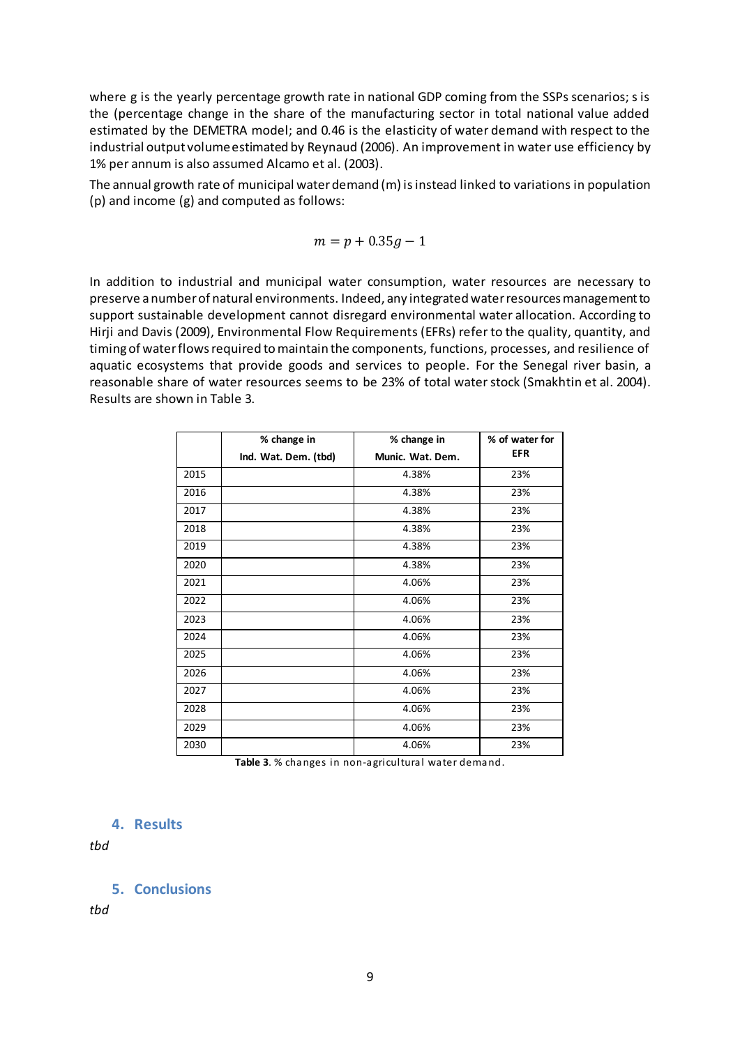where g is the yearly percentage growth rate in national GDP coming from the SSPs scenarios; s is the (percentage change in the share of the manufacturing sector in total national value added estimated by the DEMETRA model; and 0.46 is the elasticity of water demand with respect to the industrial output volume estimated by Reynaud (2006). An improvement in water use efficiency by 1% per annum is also assumed Alcamo et al. (2003).

The annual growth rate of municipal water demand (m) is instead linked to variations in population (p) and income (g) and computed as follows:

$$m = p + 0.35g - 1$$

In addition to industrial and municipal water consumption, water resources are necessary to preserve a number of natural environments. Indeed, any integrated water resources management to support sustainable development cannot disregard environmental water allocation. According to Hirji and Davis (2009), Environmental Flow Requirements (EFRs) refer to the quality, quantity, and timing of water flows required to maintain the components, functions, processes, and resilience of aquatic ecosystems that provide goods and services to people. For the Senegal river basin, a reasonable share of water resources seems to be 23% of total water stock (Smakhtin et al. 2004). Results are shown in Table 3.

| | % change in Ind. Wat. Dem. (tbd) | % change in Munic. Wat. Dem. | % of water for EFR |
|---|---|---|---|
| 2015 | | 4.38% | 23% |
| 2016 | | 4.38% | 23% |
| 2017 | | 4.38% | 23% |
| 2018 | | 4.38% | 23% |
| 2019 | | 4.38% | 23% |
| 2020 | | 4.38% | 23% |
| 2021 | | 4.06% | 23% |
| 2022 | | 4.06% | 23% |
| 2023 | | 4.06% | 23% |
| 2024 | | 4.06% | 23% |
| 2025 | | 4.06% | 23% |
| 2026 | | 4.06% | 23% |
| 2027 | | 4.06% | 23% |
| 2028 | | 4.06% | 23% |
| 2029 | | 4.06% | 23% |
| 2030 | | 4.06% | 23% |

**Table 3**. % changes in non-agricultural water demand.

## 4. Results

*tbd*

## 5. Conclusions

*tbd*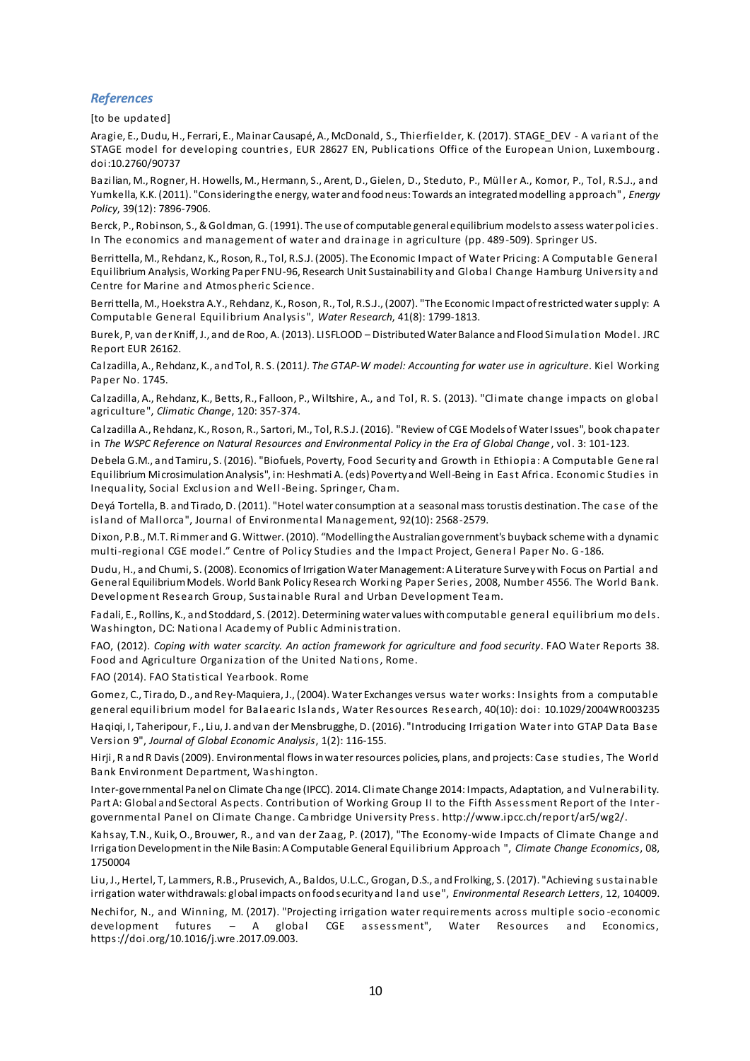## *References*

[to be updated]

Aragie, E., Dudu, H., Ferrari, E., Mainar Causapé, A., McDonald, S., Thierfielder, K. (2017). STAGE_DEV - A variant of the STAGE model for developing countries, EUR 28627 EN, Publications Office of the European Union, Luxembourg. doi:10.2760/90737

Bazilian, M., Rogner, H. Howells, M., Hermann, S., Arent, D., Gielen, D., Steduto, P., Müller A., Komor, P., Tol, R.S.J., and Yumkella, K.K. (2011). "Considering the energy, water and food neus: Towards an integrated modelling approach", *Energy Policy*, 39(12): 7896-7906.

Berck, P., Robinson, S., & Goldman, G. (1991). The use of computable general equilibrium models to assess water policies. In The economics and management of water and drainage in agriculture (pp. 489-509). Springer US.

Berrittella, M., Rehdanz, K., Roson, R., Tol, R.S.J. (2005). The Economic Impact of Water Pricing: A Computable General Equilibrium Analysis, Working Paper FNU-96, Research Unit Sustainability and Global Change Hamburg University and Centre for Marine and Atmospheric Science.

Berrittella, M., Hoekstra A.Y., Rehdanz, K., Roson, R., Tol, R.S.J., (2007). "The Economic Impact of restricted water supply: A Computable General Equilibrium Analysis", *Water Research*, 41(8): 1799-1813.

Burek, P, van der Kniff, J., and de Roo, A. (2013). LISFLOOD – Distributed Water Balance and Flood Simulation Model. JRC Report EUR 26162.

Calzadilla, A., Rehdanz, K., and Tol, R. S. (2011*). The GTAP-W model: Accounting for water use in agriculture*. Kiel Working Paper No. 1745.

Calzadilla, A., Rehdanz, K., Betts, R., Falloon, P., Wiltshire, A., and Tol, R. S. (2013). "Climate change impacts on global agriculture", *Climatic Change*, 120: 357-374.

Calzadilla A., Rehdanz, K., Roson, R., Sartori, M., Tol, R.S.J. (2016). "Review of CGE Models of Water Issues", book chapater in *The WSPC Reference on Natural Resources and Environmental Policy in the Era of Global Change*, vol. 3: 101-123.

Debela G.M., and Tamiru, S. (2016). "Biofuels, Poverty, Food Security and Growth in Ethiopia: A Computable General Equilibrium Microsimulation Analysis", in: Heshmati A. (eds) Poverty and Well-Being in East Africa. Economic Studies in Inequality, Social Exclusion and Well-Being. Springer, Cham.

Deyá Tortella, B. and Tirado, D. (2011). "Hotel water consumption at a seasonal mass torustis destination. The case of the island of Mallorca", Journal of Environmental Management, 92(10): 2568-2579.

Dixon, P.B., M.T. Rimmer and G. Wittwer. (2010). "Modelling the Australian government's buyback scheme with a dynamic multi-regional CGE model." Centre of Policy Studies and the Impact Project, General Paper No. G-186.

Dudu, H., and Chumi, S. (2008). Economics of Irrigation Water Management: A Literature Survey with Focus on Partial and General Equilibrium Models. World Bank Policy Research Working Paper Series, 2008, Number 4556. The World Bank. Development Research Group, Sustainable Rural and Urban Development Team.

Fadali, E., Rollins, K., and Stoddard, S. (2012). Determining water values with computable general equilibrium models. Washington, DC: National Academy of Public Administration.

FAO, (2012). *Coping with water scarcity. An action framework for agriculture and food security*. FAO Water Reports 38. Food and Agriculture Organization of the United Nations, Rome.

FAO (2014). FAO Statistical Yearbook. Rome

Gomez, C., Tirado, D., and Rey-Maquiera, J., (2004). Water Exchanges versus water works: Insights from a computable general equilibrium model for Balaearic Islands, Water Resources Research, 40(10): doi: 10.1029/2004WR003235

Haqiqi, I, Taheripour, F., Liu, J. and van der Mensbrugghe, D. (2016). "Introducing Irrigation Water into GTAP Data Base Version 9", *Journal of Global Economic Analysis*, 1(2): 116-155.

Hirji, R and R Davis (2009). Environmental flows in water resources policies, plans, and projects: Case studies, The World Bank Environment Department, Washington.

Inter-governmental Panel on Climate Change (IPCC). 2014. Climate Change 2014: Impacts, Adaptation, and Vulnerability. Part A: Global and Sectoral Aspects. Contribution of Working Group II to the Fifth Assessment Report of the Inter-governmental Panel on Climate Change. Cambridge University Press. http://www.ipcc.ch/report/ar5/wg2/.

Kahsay, T.N., Kuik, O., Brouwer, R., and van der Zaag, P. (2017), "The Economy-wide Impacts of Climate Change and Irrigation Development in the Nile Basin: A Computable General Equilibrium Approach ", *Climate Change Economics*, 08, 1750004

Liu, J., Hertel, T, Lammers, R.B., Prusevich, A., Baldos, U.L.C., Grogan, D.S., and Frolking, S. (2017). "Achieving sustainable irrigation water withdrawals: global impacts on food security and land use", *Environmental Research Letters*, 12, 104009.

Nechifor, N., and Winning, M. (2017). "Projecting irrigation water requirements across multiple socio-economic development futures – A global CGE assessment", Water Resources and Economics, https://doi.org/10.1016/j.wre.2017.09.003.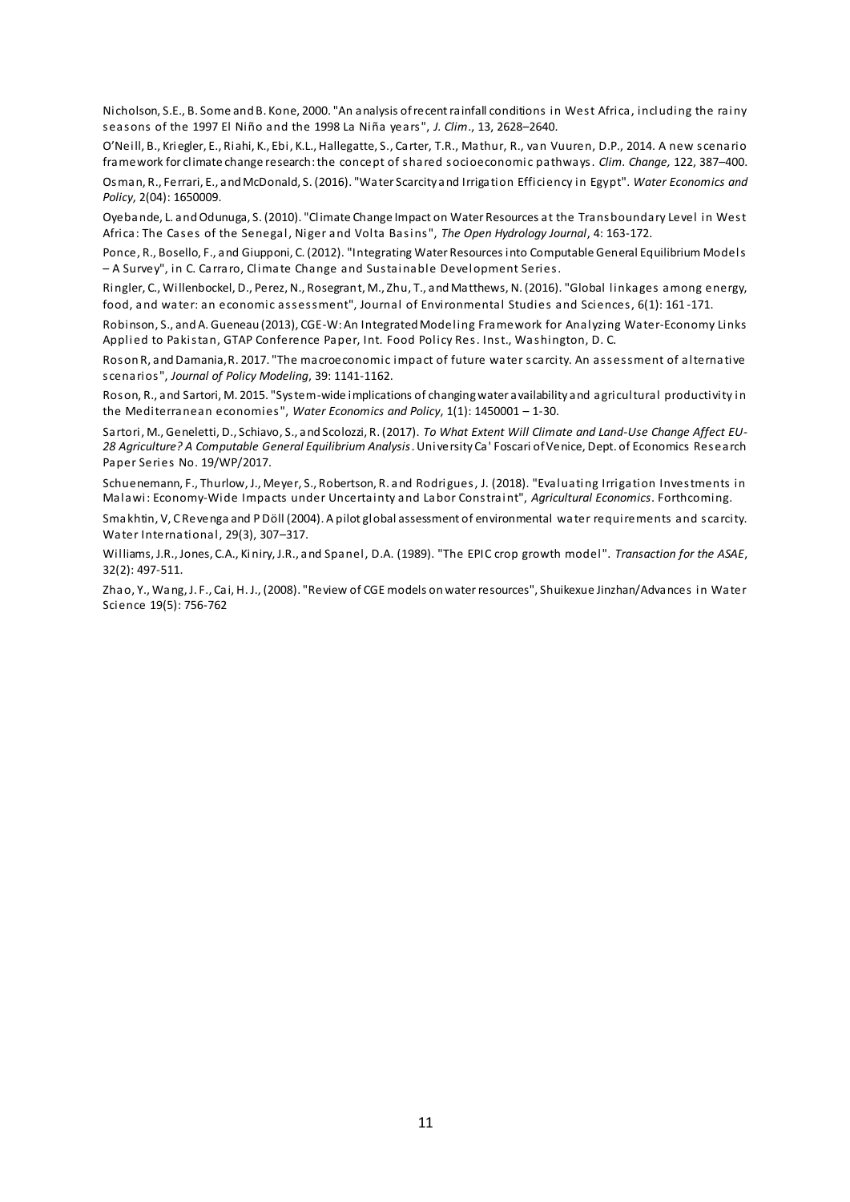Nicholson, S.E., B. Some and B. Kone, 2000. "An analysis of recent rainfall conditions in West Africa, including the rainy seasons of the 1997 El Niño and the 1998 La Niña years", *J. Clim*., 13, 2628–2640.

O'Neill, B., Kriegler, E., Riahi, K., Ebi, K.L., Hallegatte, S., Carter, T.R., Mathur, R., van Vuuren, D.P., 2014. A new scenario framework for climate change research: the concept of shared socioeconomic pathways. *Clim. Change,* 122, 387–400.

Osman, R., Ferrari, E., and McDonald, S. (2016). "Water Scarcity and Irrigation Efficiency in Egypt". *Water Economics and Policy*, 2(04): 1650009.

Oyebande, L. and Odunuga, S. (2010). "Climate Change Impact on Water Resources at the Transboundary Level in West Africa: The Cases of the Senegal, Niger and Volta Basins", *The Open Hydrology Journal*, 4: 163-172.

Ponce, R., Bosello, F., and Giupponi, C. (2012). "Integrating Water Resources into Computable General Equilibrium Models – A Survey", in C. Carraro, Climate Change and Sustainable Development Series.

Ringler, C., Willenbockel, D., Perez, N., Rosegrant, M., Zhu, T., and Matthews, N. (2016). "Global linkages among energy, food, and water: an economic assessment", Journal of Environmental Studies and Sciences, 6(1): 161-171.

Robinson, S., and A. Gueneau (2013), CGE-W: An Integrated Modeling Framework for Analyzing Water-Economy Links Applied to Pakistan, GTAP Conference Paper, Int. Food Policy Res. Inst., Washington, D. C.

Roson R, and Damania, R. 2017. "The macroeconomic impact of future water scarcity. An assessment of alternative scenarios", *Journal of Policy Modeling*, 39: 1141-1162.

Roson, R., and Sartori, M. 2015. "System-wide implications of changing water availability and agricultural productivity in the Mediterranean economies", *Water Economics and Policy*, 1(1): 1450001 – 1-30.

Sartori, M., Geneletti, D., Schiavo, S., and Scolozzi, R. (2017). *To What Extent Will Climate and Land-Use Change Affect EU-28 Agriculture? A Computable General Equilibrium Analysis*. University Ca' Foscari of Venice, Dept. of Economics Research Paper Series No. 19/WP/2017.

Schuenemann, F., Thurlow, J., Meyer, S., Robertson, R. and Rodrigues, J. (2018). "Evaluating Irrigation Investments in Malawi: Economy-Wide Impacts under Uncertainty and Labor Constraint", *Agricultural Economics*. Forthcoming.

Smakhtin, V, C Revenga and P Döll (2004). A pilot global assessment of environmental water requirements and scarcity. Water International, 29(3), 307–317.

Williams, J.R., Jones, C.A., Kiniry, J.R., and Spanel, D.A. (1989). "The EPIC crop growth model". *Transaction for the ASAE*, 32(2): 497-511.

Zhao, Y., Wang, J. F., Cai, H. J., (2008). "Review of CGE models on water resources", Shuikexue Jinzhan/Advances in Water Science 19(5): 756-762